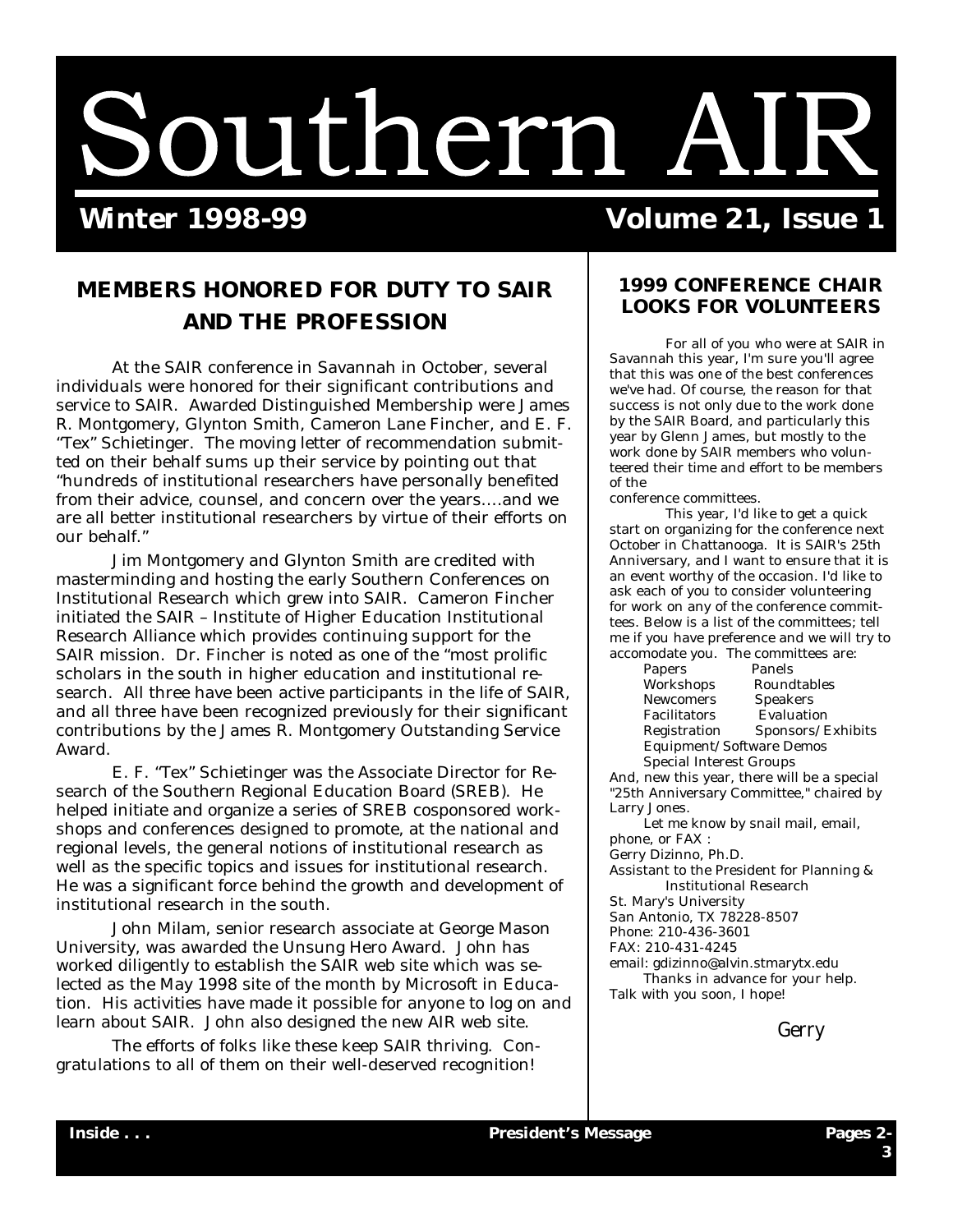# Southern AIR

**Winter 1998-99** **Volume 21, Issue 1**

## MEMBERS HONORED FOR DUTY TO SAIR AND THE PROFESSION

At the SAIR conference in Savannah in October, several individuals were honored for their significant contributions and service to SAIR. Awarded Distinguished Membership were James R. Montgomery, Glynton Smith, Cameron Lane Fincher, and E. F. "Tex" Schietinger. The moving letter of recommendation submitted on their behalf sums up their service by pointing out that "hundreds of institutional researchers have personally benefited from their advice, counsel, and concern over the years....and we are all better institutional researchers by virtue of their efforts on our behalf."

Jim Montgomery and Glynton Smith are credited with masterminding and hosting the early Southern Conferences on Institutional Research which grew into SAIR. Cameron Fincher initiated the SAIR – Institute of Higher Education Institutional Research Alliance which provides continuing support for the SAIR mission. Dr. Fincher is noted as one of the "most prolific scholars in the south in higher education and institutional research. All three have been active participants in the life of SAIR, and all three have been recognized previously for their significant contributions by the James R. Montgomery Outstanding Service Award.

E. F. "Tex" Schietinger was the Associate Director for Research of the Southern Regional Education Board (SREB). He helped initiate and organize a series of SREB cosponsored workshops and conferences designed to promote, at the national and regional levels, the general notions of institutional research as well as the specific topics and issues for institutional research. He was a significant force behind the growth and development of institutional research in the south.

John Milam, senior research associate at George Mason University, was awarded the Unsung Hero Award. John has worked diligently to establish the SAIR web site which was selected as the May 1998 site of the month by Microsoft in Education. His activities have made it possible for anyone to log on and learn about SAIR. John also designed the new AIR web site.

The efforts of folks like these keep SAIR thriving. Congratulations to all of them on their well-deserved recognition!

## 1999 CONFERENCE CHAIR LOOKS FOR VOLUNTEERS

For all of you who were at SAIR in Savannah this year, I'm sure you'll agree that this was one of the best conferences we've had. Of course, the reason for that success is not only due to the work done by the SAIR Board, and particularly this year by Glenn James, but mostly to the work done by SAIR members who volunteered their time and effort to be members of the conference committees.

This year, I'd like to get a quick start on organizing for the conference next October in Chattanooga. It is SAIR's 25th Anniversary, and I want to ensure that it is an event worthy of the occasion. I'd like to ask each of you to consider volunteering for work on any of the conference committees. Below is a list of the committees; tell me if you have preference and we will try to accomodate you. The committees are:

- Papers
- Panels
- Workshops
- Roundtables
- Newcomers
- Speakers
- Facilitators
- Evaluation
- Registration
- Sponsors/Exhibits
- Equipment/Software Demos
- Special Interest Groups

And, new this year, there will be a special "25th Anniversary Committee," chaired by Larry Jones.

Let me know by snail mail, email, phone, or FAX :

Gerry Dizinno, Ph.D.
Assistant to the President for Planning & Institutional Research
St. Mary's University
San Antonio, TX 78228-8507
Phone: 210-436-3601
FAX: 210-431-4245
email: gdizinno@alvin.stmarytx.edu

Thanks in advance for your help. Talk with you soon, I hope!

*Gerry*

**Inside . . .** **President's Message** **Pages 2-3**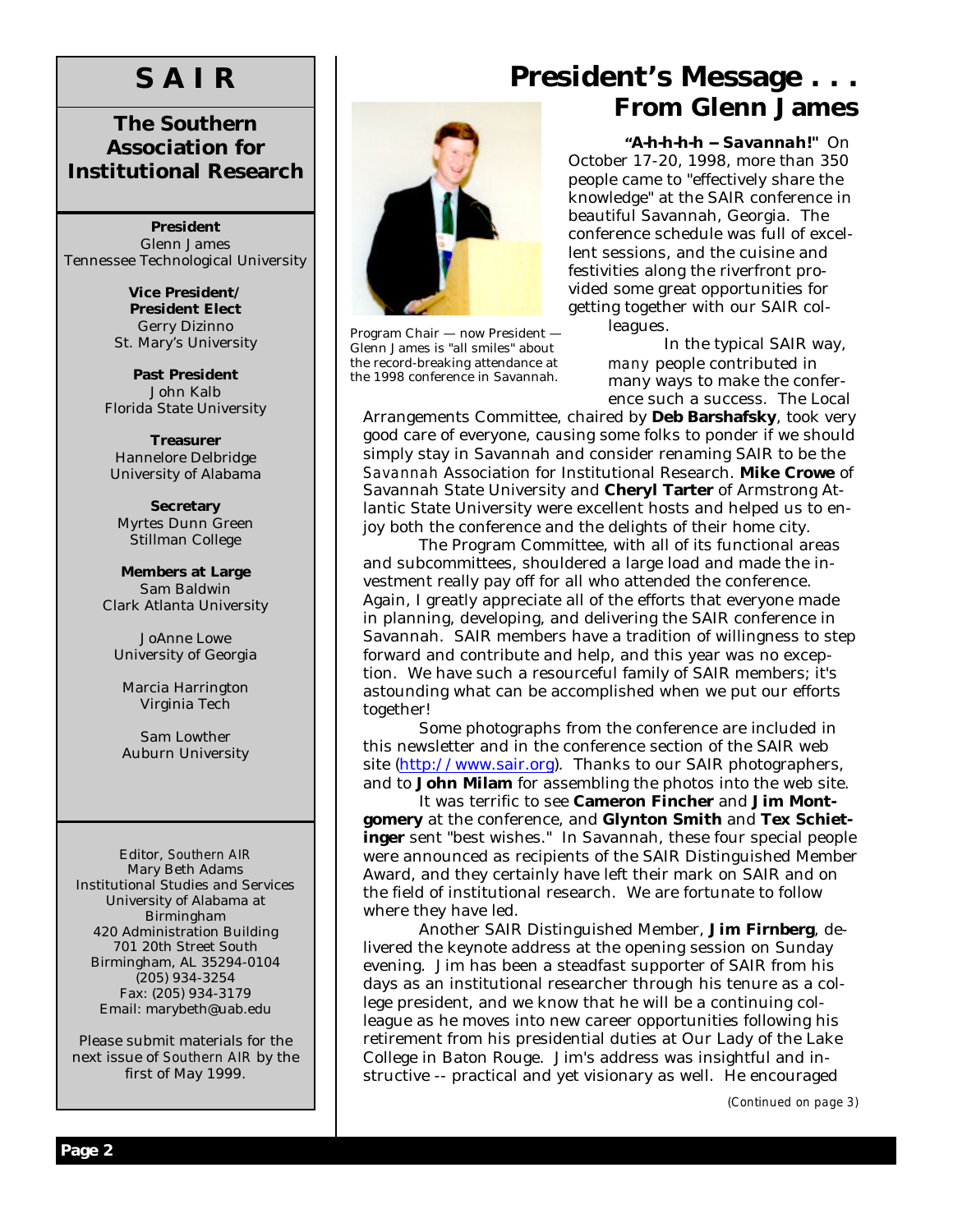# S A I R

## The Southern Association for Institutional Research

**President**
Glenn James
Tennessee Technological University

**Vice President/ President Elect**
Gerry Dizinno
St. Mary's University

**Past President**
John Kalb
Florida State University

**Treasurer**
Hannelore Delbridge
University of Alabama

**Secretary**
Myrtes Dunn Green
Stillman College

**Members at Large**
Sam Baldwin
Clark Atlanta University

JoAnne Lowe
University of Georgia

Marcia Harrington
Virginia Tech

Sam Lowther
Auburn University

Editor, *Southern AIR*
Mary Beth Adams
Institutional Studies and Services
University of Alabama at Birmingham
420 Administration Building
701 20th Street South
Birmingham, AL 35294-0104
(205) 934-3254
Fax: (205) 934-3179
Email: marybeth@uab.edu

Please submit materials for the next issue of *Southern AIR* by the first of May 1999.

# President's Message . . .
## From Glenn James

Program Chair — now President — Glenn James is "all smiles" about the record-breaking attendance at the 1998 conference in Savannah.

***"A-h-h-h-h – Savannah!"*** On October 17-20, 1998, more than 350 people came to "effectively share the knowledge" at the SAIR conference in beautiful Savannah, Georgia. The conference schedule was full of excellent sessions, and the cuisine and festivities along the riverfront provided some great opportunities for getting together with our SAIR colleagues.

In the typical SAIR way, *many* people contributed in many ways to make the conference such a success. The Local Arrangements Committee, chaired by **Deb Barshafsky**, took very good care of everyone, causing some folks to ponder if we should simply stay in Savannah and consider renaming SAIR to be the *Savannah* Association for Institutional Research. **Mike Crowe** of Savannah State University and **Cheryl Tarter** of Armstrong Atlantic State University were excellent hosts and helped us to enjoy both the conference and the delights of their home city.

The Program Committee, with all of its functional areas and subcommittees, shouldered a large load and made the investment really pay off for all who attended the conference. Again, I greatly appreciate all of the efforts that everyone made in planning, developing, and delivering the SAIR conference in Savannah. SAIR members have a tradition of willingness to step forward and contribute and help, and this year was no exception. We have such a resourceful family of SAIR members; it's astounding what can be accomplished when we put our efforts together!

Some photographs from the conference are included in this newsletter and in the conference section of the SAIR web site (http://www.sair.org). Thanks to our SAIR photographers, and to **John Milam** for assembling the photos into the web site.

It was terrific to see **Cameron Fincher** and **Jim Montgomery** at the conference, and **Glynton Smith** and **Tex Schietinger** sent "best wishes." In Savannah, these four special people were announced as recipients of the SAIR Distinguished Member Award, and they certainly have left their mark on SAIR and on the field of institutional research. We are fortunate to follow where they have led.

Another SAIR Distinguished Member, **Jim Firnberg**, delivered the keynote address at the opening session on Sunday evening. Jim has been a steadfast supporter of SAIR from his days as an institutional researcher through his tenure as a college president, and we know that he will be a continuing colleague as he moves into new career opportunities following his retirement from his presidential duties at Our Lady of the Lake College in Baton Rouge. Jim's address was insightful and instructive -- practical and yet visionary as well. He encouraged

*(Continued on page 3)*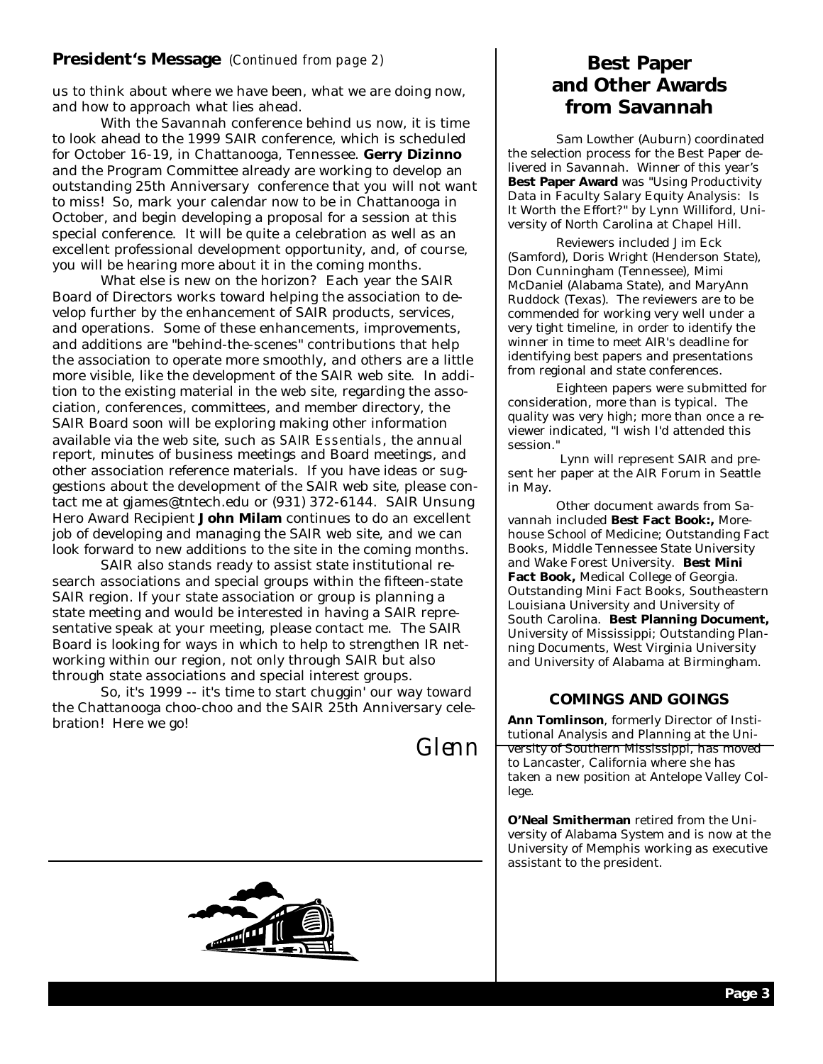### President's Message *(Continued from page 2)*

us to think about where we have been, what we are doing now, and how to approach what lies ahead.

With the Savannah conference behind us now, it is time to look ahead to the 1999 SAIR conference, which is scheduled for October 16-19, in Chattanooga, Tennessee. **Gerry Dizinno** and the Program Committee already are working to develop an outstanding 25th Anniversary conference that you will not want to miss! So, mark your calendar now to be in Chattanooga in October, and begin developing a proposal for a session at this special conference. It will be quite a celebration as well as an excellent professional development opportunity, and, of course, you will be hearing more about it in the coming months.

What else is new on the horizon? Each year the SAIR Board of Directors works toward helping the association to develop further by the enhancement of SAIR products, services, and operations. Some of these enhancements, improvements, and additions are "behind-the-scenes" contributions that help the association to operate more smoothly, and others are a little more visible, like the development of the SAIR web site. In addition to the existing material in the web site, regarding the association, conferences, committees, and member directory, the SAIR Board soon will be exploring making other information available via the web site, such as *SAIR Essentials*, the annual report, minutes of business meetings and Board meetings, and other association reference materials. If you have ideas or suggestions about the development of the SAIR web site, please contact me at gjames@tntech.edu or (931) 372-6144. SAIR Unsung Hero Award Recipient **John Milam** continues to do an excellent job of developing and managing the SAIR web site, and we can look forward to new additions to the site in the coming months.

SAIR also stands ready to assist state institutional research associations and special groups within the fifteen-state SAIR region. If your state association or group is planning a state meeting and would be interested in having a SAIR representative speak at your meeting, please contact me. The SAIR Board is looking for ways in which to help to strengthen IR networking within our region, not only through SAIR but also through state associations and special interest groups.

So, it's 1999 -- it's time to start chuggin' our way toward the Chattanooga choo-choo and the SAIR 25th Anniversary celebration! Here we go!

*Glenn*

## Best Paper and Other Awards from Savannah

Sam Lowther (Auburn) coordinated the selection process for the Best Paper delivered in Savannah. Winner of this year's **Best Paper Award** was "Using Productivity Data in Faculty Salary Equity Analysis: Is It Worth the Effort?" by Lynn Williford, University of North Carolina at Chapel Hill.

Reviewers included Jim Eck (Samford), Doris Wright (Henderson State), Don Cunningham (Tennessee), Mimi McDaniel (Alabama State), and MaryAnn Ruddock (Texas). The reviewers are to be commended for working very well under a very tight timeline, in order to identify the winner in time to meet AIR's deadline for identifying best papers and presentations from regional and state conferences.

Eighteen papers were submitted for consideration, more than is typical. The quality was very high; more than once a reviewer indicated, "I wish I'd attended this session."

Lynn will represent SAIR and present her paper at the AIR Forum in Seattle in May.

Other document awards from Savannah included **Best Fact Book:,** Morehouse School of Medicine; Outstanding Fact Books, Middle Tennessee State University and Wake Forest University. **Best Mini Fact Book,** Medical College of Georgia. Outstanding Mini Fact Books, Southeastern Louisiana University and University of South Carolina. **Best Planning Document,** University of Mississippi; Outstanding Planning Documents, West Virginia University and University of Alabama at Birmingham.

### COMINGS AND GOINGS

**Ann Tomlinson**, formerly Director of Institutional Analysis and Planning at the University of Southern Mississippi, has moved to Lancaster, California where she has taken a new position at Antelope Valley College.

**O'Neal Smitherman** retired from the University of Alabama System and is now at the University of Memphis working as executive assistant to the president.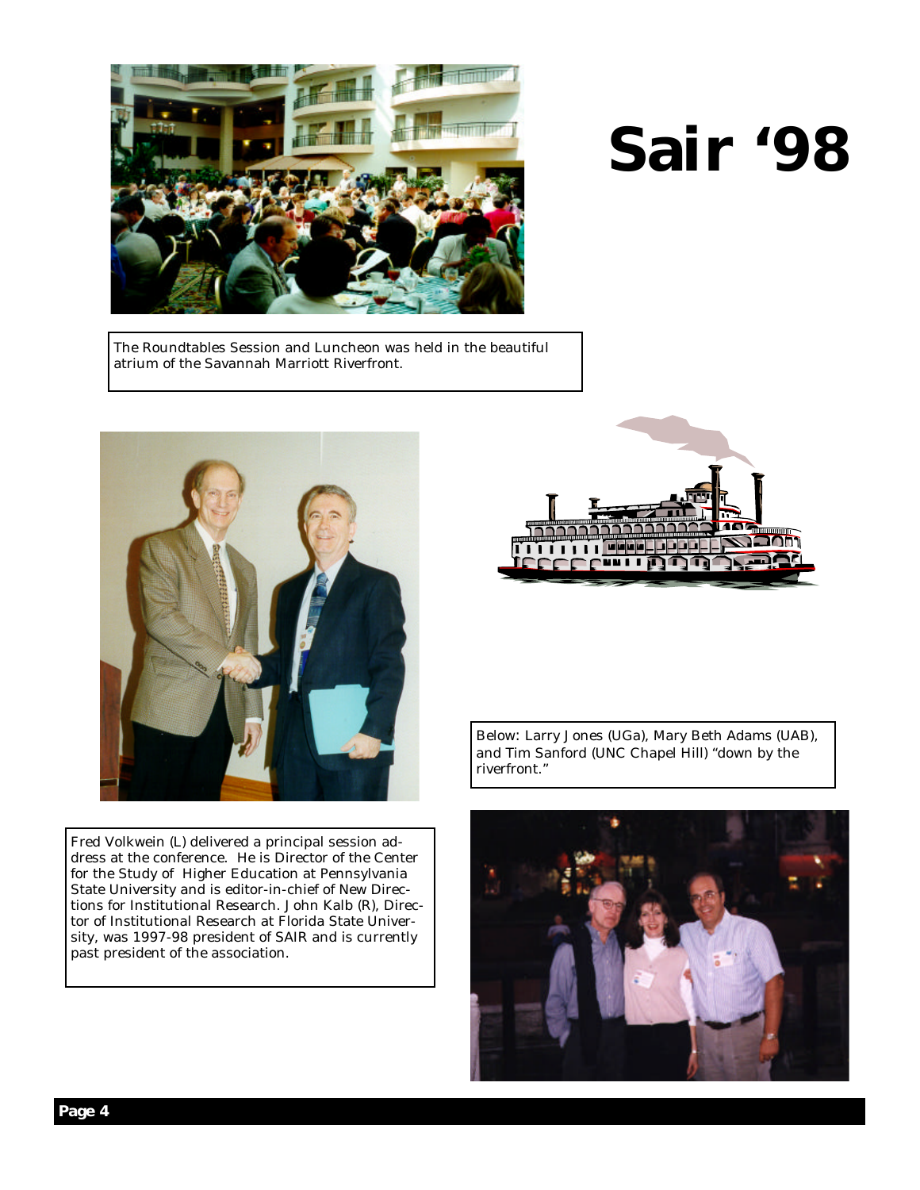# Sair '98

The Roundtables Session and Luncheon was held in the beautiful atrium of the Savannah Marriott Riverfront.

Fred Volkwein (L) delivered a principal session address at the conference. He is Director of the Center for the Study of Higher Education at Pennsylvania State University and is editor-in-chief of New Directions for Institutional Research. John Kalb (R), Director of Institutional Research at Florida State University, was 1997-98 president of SAIR and is currently past president of the association.

Below: Larry Jones (UGa), Mary Beth Adams (UAB), and Tim Sanford (UNC Chapel Hill) "down by the riverfront."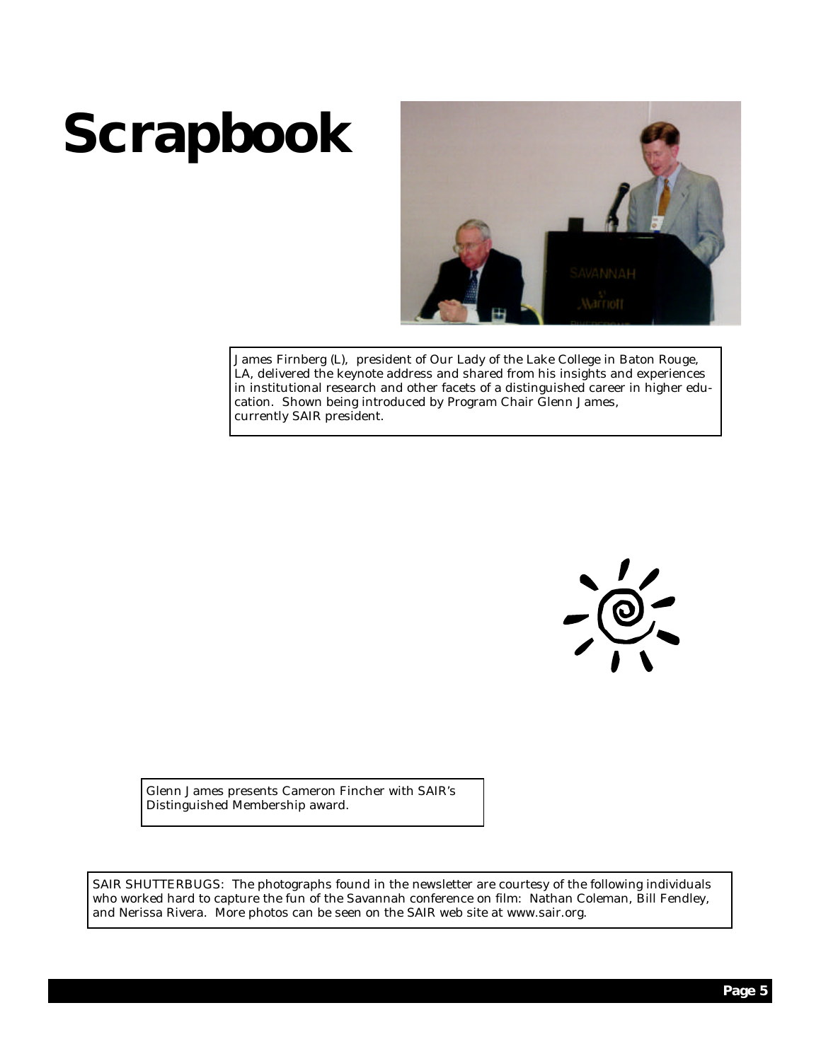# Scrapbook

James Firnberg (L), president of Our Lady of the Lake College in Baton Rouge, LA, delivered the keynote address and shared from his insights and experiences in institutional research and other facets of a distinguished career in higher education. Shown being introduced by Program Chair Glenn James, currently SAIR president.

Glenn James presents Cameron Fincher with SAIR's Distinguished Membership award.

SAIR SHUTTERBUGS: The photographs found in the newsletter are courtesy of the following individuals who worked hard to capture the fun of the Savannah conference on film: Nathan Coleman, Bill Fendley, and Nerissa Rivera. More photos can be seen on the SAIR web site at www.sair.org.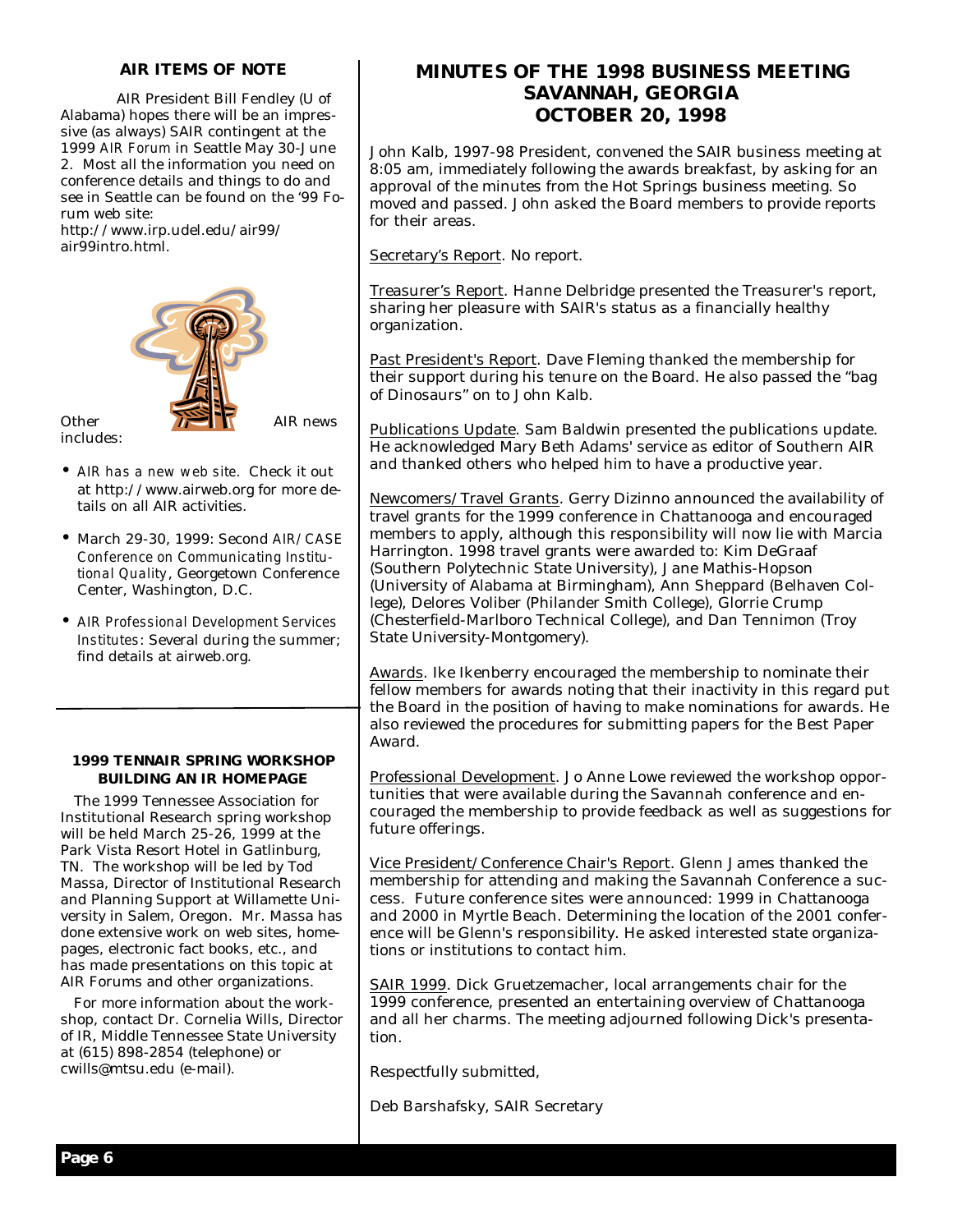## AIR ITEMS OF NOTE

AIR President Bill Fendley (U of Alabama) hopes there will be an impressive (as always) SAIR contingent at the 1999 *AIR Forum* in Seattle May 30-June 2. Most all the information you need on conference details and things to do and see in Seattle can be found on the '99 Forum web site: http://www.irp.udel.edu/air99/air99intro.html.

Other AIR news includes:

- *AIR has a new web site.* Check it out at http://www.airweb.org for more details on all AIR activities.
- March 29-30, 1999: Second *AIR/CASE Conference on Communicating Institutional Quality*, Georgetown Conference Center, Washington, D.C.
- *AIR Professional Development Services Institutes*: Several during the summer; find details at airweb.org.

## 1999 TENNAIR SPRING WORKSHOP BUILDING AN IR HOMEPAGE

The 1999 Tennessee Association for Institutional Research spring workshop will be held March 25-26, 1999 at the Park Vista Resort Hotel in Gatlinburg, TN. The workshop will be led by Tod Massa, Director of Institutional Research and Planning Support at Willamette University in Salem, Oregon. Mr. Massa has done extensive work on web sites, homepages, electronic fact books, etc., and has made presentations on this topic at AIR Forums and other organizations.

For more information about the workshop, contact Dr. Cornelia Wills, Director of IR, Middle Tennessee State University at (615) 898-2854 (telephone) or cwills@mtsu.edu (e-mail).

# MINUTES OF THE 1998 BUSINESS MEETING SAVANNAH, GEORGIA OCTOBER 20, 1998

John Kalb, 1997-98 President, convened the SAIR business meeting at 8:05 am, immediately following the awards breakfast, by asking for an approval of the minutes from the Hot Springs business meeting. So moved and passed. John asked the Board members to provide reports for their areas.

Secretary's Report. No report.

Treasurer's Report. Hanne Delbridge presented the Treasurer's report, sharing her pleasure with SAIR's status as a financially healthy organization.

Past President's Report. Dave Fleming thanked the membership for their support during his tenure on the Board. He also passed the "bag of Dinosaurs" on to John Kalb.

Publications Update. Sam Baldwin presented the publications update. He acknowledged Mary Beth Adams' service as editor of Southern AIR and thanked others who helped him to have a productive year.

Newcomers/Travel Grants. Gerry Dizinno announced the availability of travel grants for the 1999 conference in Chattanooga and encouraged members to apply, although this responsibility will now lie with Marcia Harrington. 1998 travel grants were awarded to: Kim DeGraaf (Southern Polytechnic State University), Jane Mathis-Hopson (University of Alabama at Birmingham), Ann Sheppard (Belhaven College), Delores Voliber (Philander Smith College), Glorrie Crump (Chesterfield-Marlboro Technical College), and Dan Tennimon (Troy State University-Montgomery).

Awards. Ike Ikenberry encouraged the membership to nominate their fellow members for awards noting that their inactivity in this regard put the Board in the position of having to make nominations for awards. He also reviewed the procedures for submitting papers for the Best Paper Award.

Professional Development. Jo Anne Lowe reviewed the workshop opportunities that were available during the Savannah conference and encouraged the membership to provide feedback as well as suggestions for future offerings.

Vice President/Conference Chair's Report. Glenn James thanked the membership for attending and making the Savannah Conference a success. Future conference sites were announced: 1999 in Chattanooga and 2000 in Myrtle Beach. Determining the location of the 2001 conference will be Glenn's responsibility. He asked interested state organizations or institutions to contact him.

SAIR 1999. Dick Gruetzemacher, local arrangements chair for the 1999 conference, presented an entertaining overview of Chattanooga and all her charms. The meeting adjourned following Dick's presentation.

Respectfully submitted,

Deb Barshafsky, SAIR Secretary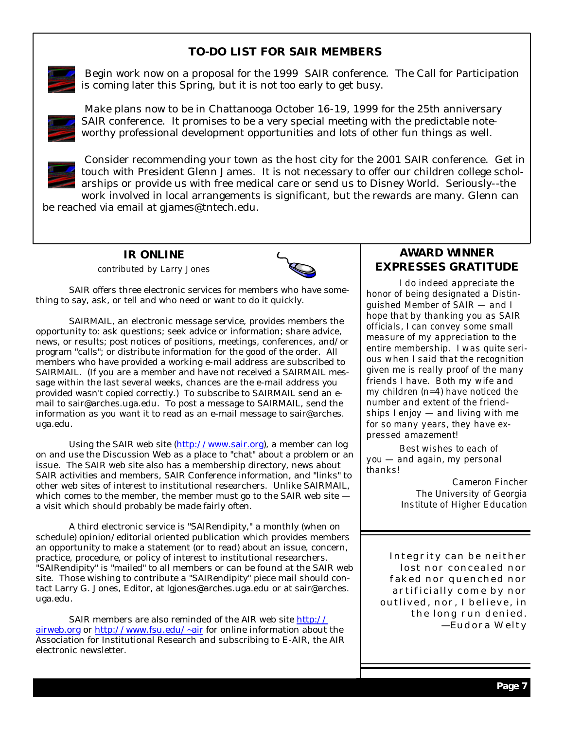## TO-DO LIST FOR SAIR MEMBERS

- Begin work now on a proposal for the 1999 SAIR conference. The Call for Participation is coming later this Spring, but it is not too early to get busy.

- Make plans now to be in Chattanooga October 16-19, 1999 for the 25th anniversary SAIR conference. It promises to be a very special meeting with the predictable note-worthy professional development opportunities and lots of other fun things as well.

- Consider recommending your town as the host city for the 2001 SAIR conference. Get in touch with President Glenn James. It is not necessary to offer our children college scholarships or provide us with free medical care or send us to Disney World. Seriously--the work involved in local arrangements is significant, but the rewards are many. Glenn can be reached via email at gjames@tntech.edu.

## IR ONLINE

*contributed by Larry Jones*

SAIR offers three electronic services for members who have something to say, ask, or tell and who need or want to do it quickly.

SAIRMAIL, an electronic message service, provides members the opportunity to: ask questions; seek advice or information; share advice, news, or results; post notices of positions, meetings, conferences, and/or program "calls"; or distribute information for the good of the order. All members who have provided a working e-mail address are subscribed to SAIRMAIL. (If you are a member and have not received a SAIRMAIL message within the last several weeks, chances are the e-mail address you provided wasn't copied correctly.) To subscribe to SAIRMAIL send an e-mail to sair@arches.uga.edu. To post a message to SAIRMAIL, send the information as you want it to read as an e-mail message to sair@arches.uga.edu.

Using the SAIR web site (http://www.sair.org), a member can log on and use the Discussion Web as a place to "chat" about a problem or an issue. The SAIR web site also has a membership directory, news about SAIR activities and members, SAIR Conference information, and "links" to other web sites of interest to institutional researchers. Unlike SAIRMAIL, which comes to the member, the member must go to the SAIR web site — a visit which should probably be made fairly often.

A third electronic service is "SAIRendipity," a monthly (when on schedule) opinion/editorial oriented publication which provides members an opportunity to make a statement (or to read) about an issue, concern, practice, procedure, or policy of interest to institutional researchers. "SAIRendipity" is "mailed" to all members or can be found at the SAIR web site. Those wishing to contribute a "SAIRendipity" piece mail should contact Larry G. Jones, Editor, at lgjones@arches.uga.edu or at sair@arches.uga.edu.

SAIR members are also reminded of the AIR web site http://airweb.org or http://www.fsu.edu/~air for online information about the Association for Institutional Research and subscribing to E-AIR, the AIR electronic newsletter.

## AWARD WINNER EXPRESSES GRATITUDE

*I do indeed appreciate the honor of being designated a Distinguished Member of SAIR — and I hope that by thanking you as SAIR officials, I can convey some small measure of my appreciation to the entire membership. I was quite serious when I said that the recognition given me is really proof of the many friends I have. Both my wife and my children (n=4) have noticed the number and extent of the friendships I enjoy — and living with me for so many years, they have expressed amazement!*

*Best wishes to each of you — and again, my personal thanks!*

*Cameron Fincher*
*The University of Georgia*
*Institute of Higher Education*

Integrity can be neither lost nor concealed nor faked nor quenched nor artificially come by nor outlived, nor, I believe, in the long run denied.
—Eudora Welty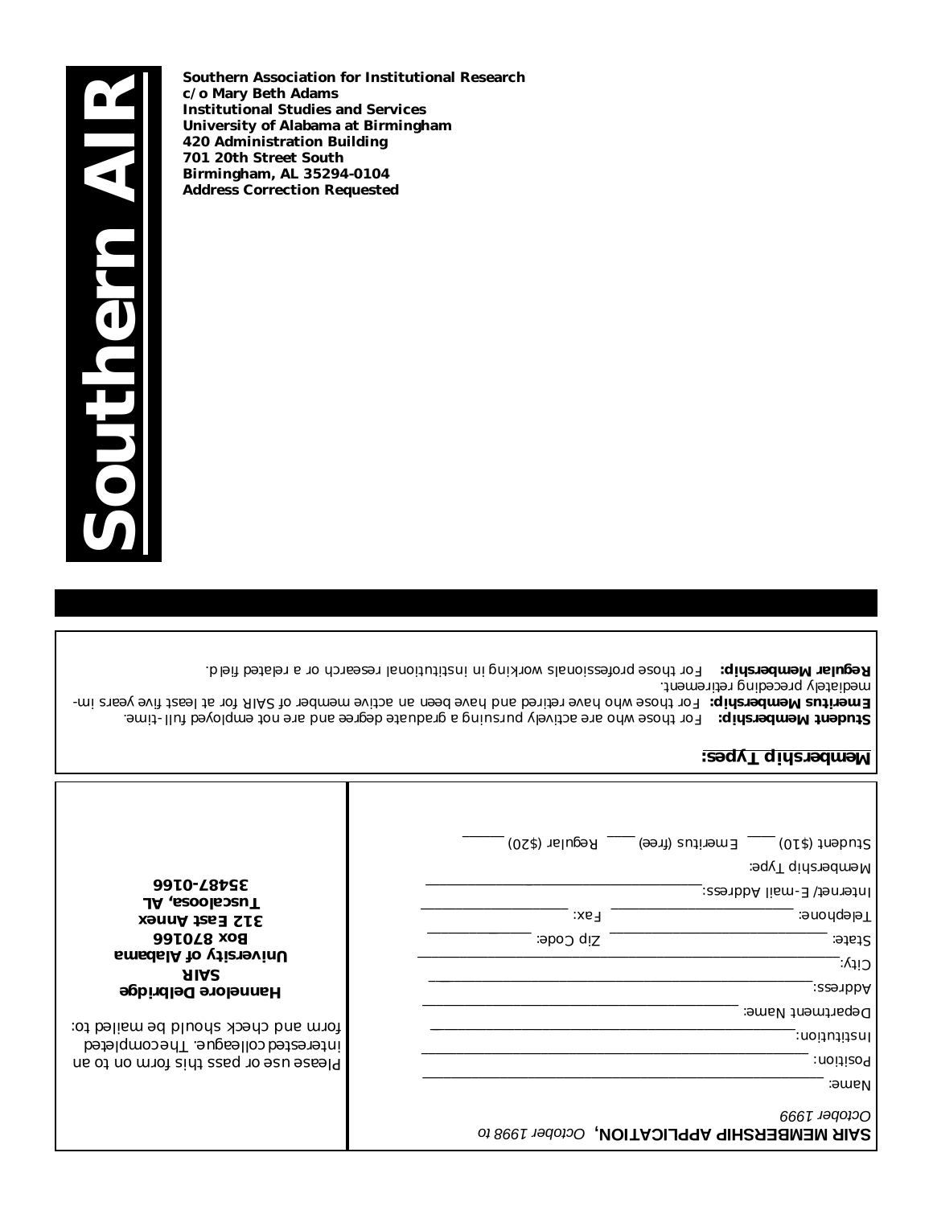# Southern AIR

**Southern Association for Institutional Research**
**c/o Mary Beth Adams**
**Institutional Studies and Services**
**University of Alabama at Birmingham**
**420 Administration Building**
**701 20th Street South**
**Birmingham, AL 35294-0104**
**Address Correction Requested**

## Membership Types:

**Student Membership:** For those who are actively pursuing a graduate degree and are not employed full-time.
**Emeritus Membership:** For those who have retired and have been an active member of SAIR for at least five years immediately preceding retirement.
**Regular Membership:** For those professionals working in institutional research or a related field.

**SAIR MEMBERSHIP APPLICATION,** *October 1998 to October 1999*

Name: ____________________

Position: ____________________

Institution: ____________________

Department Name: ____________________

Address: ____________________

City: ____________________

State: __________ Zip Code: __________

Telephone: __________ Fax: __________

Internet/ E-mail Address: ____________________

Membership Type:

Student ($10) ____ Emeritus (free) ____ Regular ($20) ____

Please use or pass this form on to an interested colleague. The completed form and check should be mailed to:

**Hannelore Delbridge**
**SAIR**
**University of Alabama**
**Box 870166**
**312 East Annex**
**Tuscaloosa, AL**
**35487-0166**